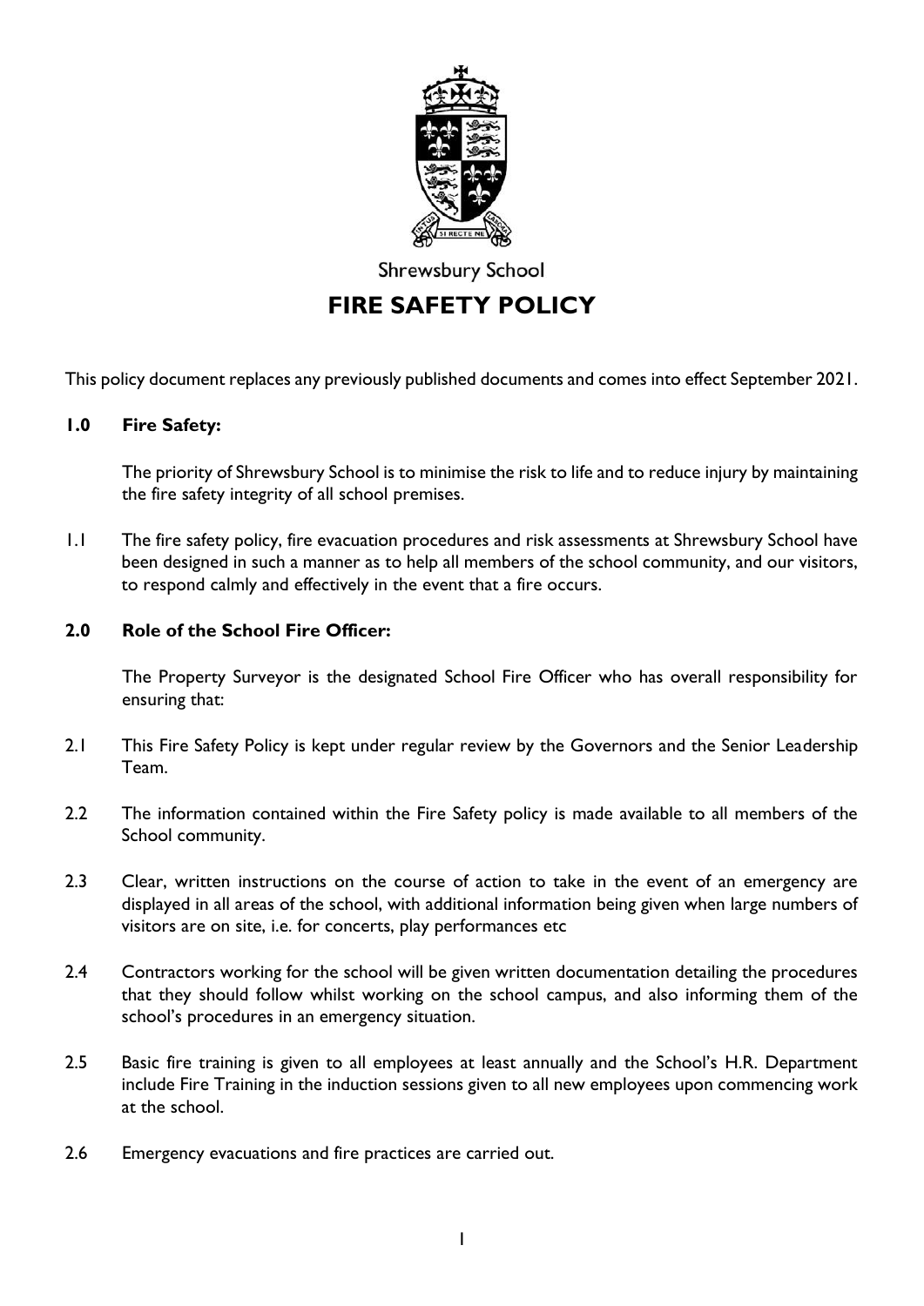Shrewsbury School

# FIRE SAFETY POLICY

This policy document replaces any previously published documents and comes into effect September 2021.

## 1.0 Fire Safety:

The priority of Shrewsbury School is to minimise the risk to life and to reduce injury by maintaining the fire safety integrity of all school premises.

1.1 The fire safety policy, fire evacuation procedures and risk assessments at Shrewsbury School have been designed in such a manner as to help all members of the school community, and our visitors, to respond calmly and effectively in the event that a fire occurs.

## 2.0 Role of the School Fire Officer:

The Property Surveyor is the designated School Fire Officer who has overall responsibility for ensuring that:

2.1 This Fire Safety Policy is kept under regular review by the Governors and the Senior Leadership Team.

2.2 The information contained within the Fire Safety policy is made available to all members of the School community.

2.3 Clear, written instructions on the course of action to take in the event of an emergency are displayed in all areas of the school, with additional information being given when large numbers of visitors are on site, i.e. for concerts, play performances etc

2.4 Contractors working for the school will be given written documentation detailing the procedures that they should follow whilst working on the school campus, and also informing them of the school's procedures in an emergency situation.

2.5 Basic fire training is given to all employees at least annually and the School's H.R. Department include Fire Training in the induction sessions given to all new employees upon commencing work at the school.

2.6 Emergency evacuations and fire practices are carried out.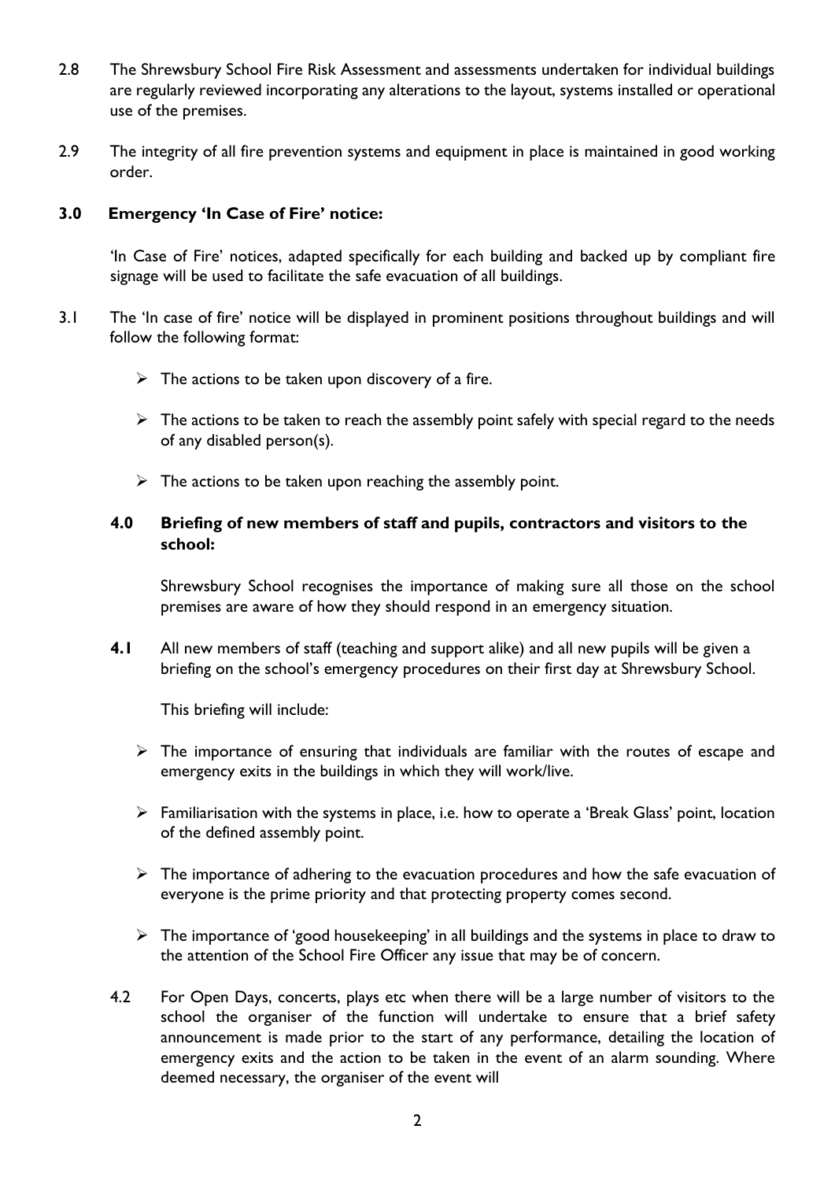2.8 The Shrewsbury School Fire Risk Assessment and assessments undertaken for individual buildings are regularly reviewed incorporating any alterations to the layout, systems installed or operational use of the premises.

2.9 The integrity of all fire prevention systems and equipment in place is maintained in good working order.

## 3.0 Emergency 'In Case of Fire' notice:

'In Case of Fire' notices, adapted specifically for each building and backed up by compliant fire signage will be used to facilitate the safe evacuation of all buildings.

3.1 The 'In case of fire' notice will be displayed in prominent positions throughout buildings and will follow the following format:

- The actions to be taken upon discovery of a fire.
- The actions to be taken to reach the assembly point safely with special regard to the needs of any disabled person(s).
- The actions to be taken upon reaching the assembly point.

## 4.0 Briefing of new members of staff and pupils, contractors and visitors to the school:

Shrewsbury School recognises the importance of making sure all those on the school premises are aware of how they should respond in an emergency situation.

**4.1** All new members of staff (teaching and support alike) and all new pupils will be given a briefing on the school's emergency procedures on their first day at Shrewsbury School.

This briefing will include:

- The importance of ensuring that individuals are familiar with the routes of escape and emergency exits in the buildings in which they will work/live.
- Familiarisation with the systems in place, i.e. how to operate a 'Break Glass' point, location of the defined assembly point.
- The importance of adhering to the evacuation procedures and how the safe evacuation of everyone is the prime priority and that protecting property comes second.
- The importance of 'good housekeeping' in all buildings and the systems in place to draw to the attention of the School Fire Officer any issue that may be of concern.

4.2 For Open Days, concerts, plays etc when there will be a large number of visitors to the school the organiser of the function will undertake to ensure that a brief safety announcement is made prior to the start of any performance, detailing the location of emergency exits and the action to be taken in the event of an alarm sounding. Where deemed necessary, the organiser of the event will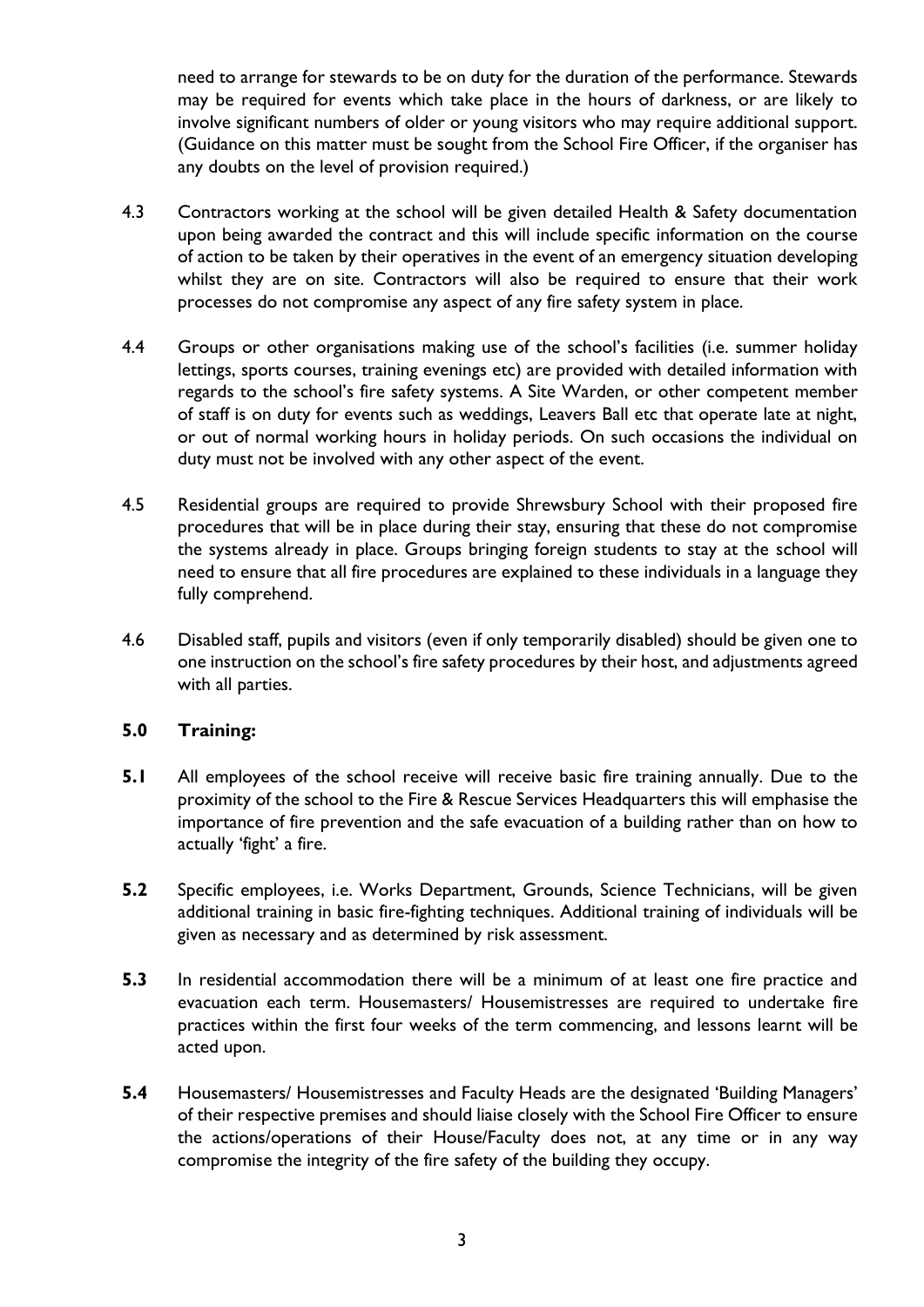need to arrange for stewards to be on duty for the duration of the performance. Stewards may be required for events which take place in the hours of darkness, or are likely to involve significant numbers of older or young visitors who may require additional support. (Guidance on this matter must be sought from the School Fire Officer, if the organiser has any doubts on the level of provision required.)

4.3 Contractors working at the school will be given detailed Health & Safety documentation upon being awarded the contract and this will include specific information on the course of action to be taken by their operatives in the event of an emergency situation developing whilst they are on site. Contractors will also be required to ensure that their work processes do not compromise any aspect of any fire safety system in place.

4.4 Groups or other organisations making use of the school's facilities (i.e. summer holiday lettings, sports courses, training evenings etc) are provided with detailed information with regards to the school's fire safety systems. A Site Warden, or other competent member of staff is on duty for events such as weddings, Leavers Ball etc that operate late at night, or out of normal working hours in holiday periods. On such occasions the individual on duty must not be involved with any other aspect of the event.

4.5 Residential groups are required to provide Shrewsbury School with their proposed fire procedures that will be in place during their stay, ensuring that these do not compromise the systems already in place. Groups bringing foreign students to stay at the school will need to ensure that all fire procedures are explained to these individuals in a language they fully comprehend.

4.6 Disabled staff, pupils and visitors (even if only temporarily disabled) should be given one to one instruction on the school's fire safety procedures by their host, and adjustments agreed with all parties.

## 5.0 Training:

**5.1** All employees of the school receive will receive basic fire training annually. Due to the proximity of the school to the Fire & Rescue Services Headquarters this will emphasise the importance of fire prevention and the safe evacuation of a building rather than on how to actually 'fight' a fire.

**5.2** Specific employees, i.e. Works Department, Grounds, Science Technicians, will be given additional training in basic fire-fighting techniques. Additional training of individuals will be given as necessary and as determined by risk assessment.

**5.3** In residential accommodation there will be a minimum of at least one fire practice and evacuation each term. Housemasters/ Housemistresses are required to undertake fire practices within the first four weeks of the term commencing, and lessons learnt will be acted upon.

**5.4** Housemasters/ Housemistresses and Faculty Heads are the designated 'Building Managers' of their respective premises and should liaise closely with the School Fire Officer to ensure the actions/operations of their House/Faculty does not, at any time or in any way compromise the integrity of the fire safety of the building they occupy.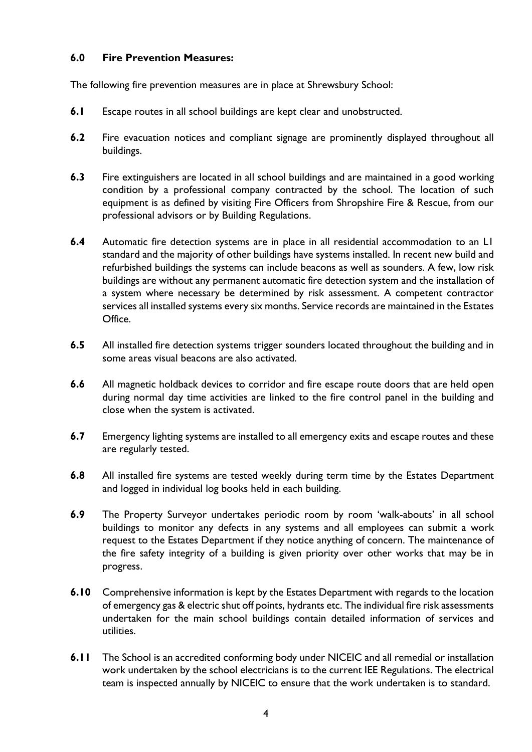### 6.0 Fire Prevention Measures:

The following fire prevention measures are in place at Shrewsbury School:

**6.1** Escape routes in all school buildings are kept clear and unobstructed.

**6.2** Fire evacuation notices and compliant signage are prominently displayed throughout all buildings.

**6.3** Fire extinguishers are located in all school buildings and are maintained in a good working condition by a professional company contracted by the school. The location of such equipment is as defined by visiting Fire Officers from Shropshire Fire & Rescue, from our professional advisors or by Building Regulations.

**6.4** Automatic fire detection systems are in place in all residential accommodation to an L1 standard and the majority of other buildings have systems installed. In recent new build and refurbished buildings the systems can include beacons as well as sounders. A few, low risk buildings are without any permanent automatic fire detection system and the installation of a system where necessary be determined by risk assessment. A competent contractor services all installed systems every six months. Service records are maintained in the Estates Office.

**6.5** All installed fire detection systems trigger sounders located throughout the building and in some areas visual beacons are also activated.

**6.6** All magnetic holdback devices to corridor and fire escape route doors that are held open during normal day time activities are linked to the fire control panel in the building and close when the system is activated.

**6.7** Emergency lighting systems are installed to all emergency exits and escape routes and these are regularly tested.

**6.8** All installed fire systems are tested weekly during term time by the Estates Department and logged in individual log books held in each building.

**6.9** The Property Surveyor undertakes periodic room by room 'walk-abouts' in all school buildings to monitor any defects in any systems and all employees can submit a work request to the Estates Department if they notice anything of concern. The maintenance of the fire safety integrity of a building is given priority over other works that may be in progress.

**6.10** Comprehensive information is kept by the Estates Department with regards to the location of emergency gas & electric shut off points, hydrants etc. The individual fire risk assessments undertaken for the main school buildings contain detailed information of services and utilities.

**6.11** The School is an accredited conforming body under NICEIC and all remedial or installation work undertaken by the school electricians is to the current IEE Regulations. The electrical team is inspected annually by NICEIC to ensure that the work undertaken is to standard.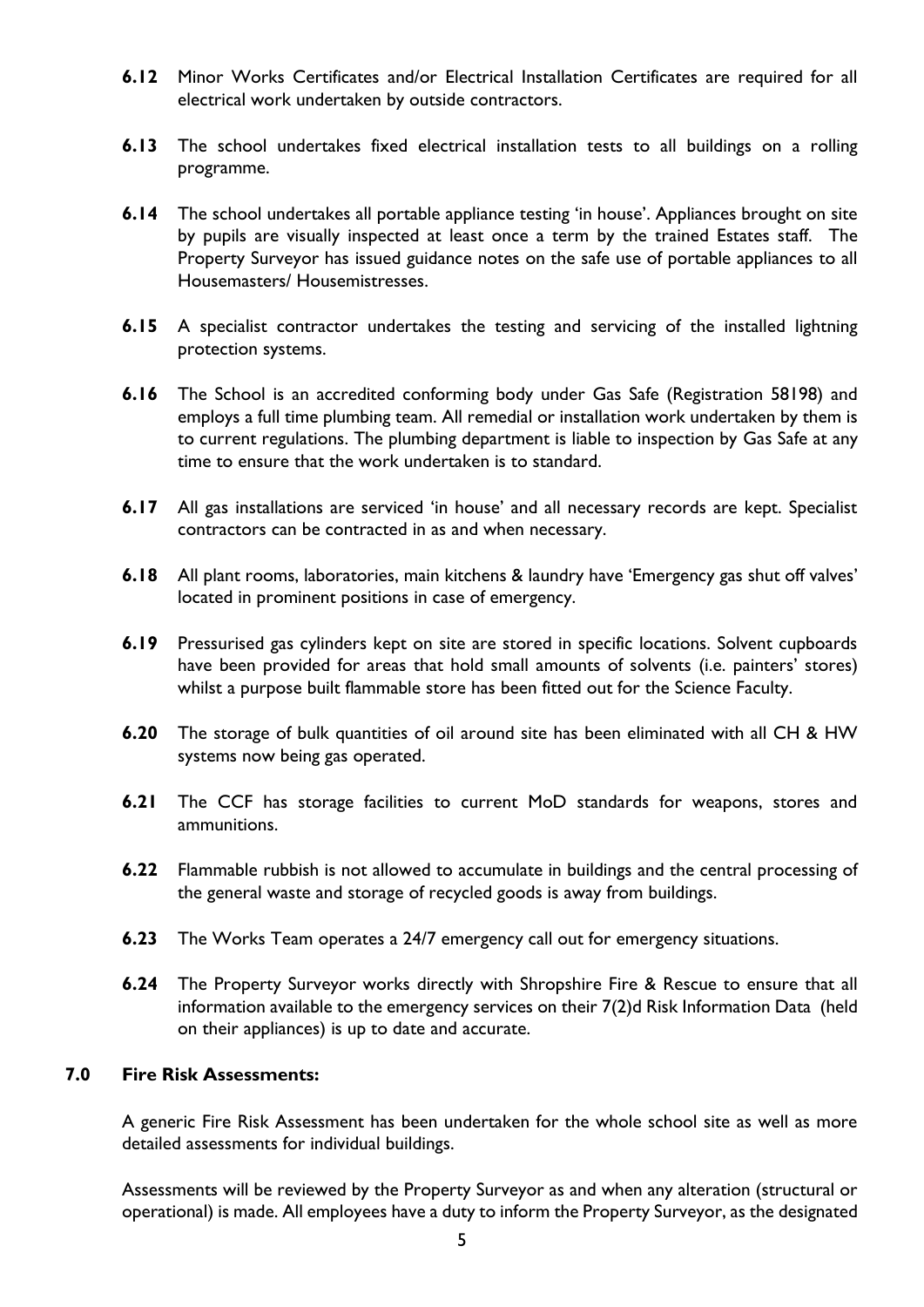**6.12** Minor Works Certificates and/or Electrical Installation Certificates are required for all electrical work undertaken by outside contractors.

**6.13** The school undertakes fixed electrical installation tests to all buildings on a rolling programme.

**6.14** The school undertakes all portable appliance testing 'in house'. Appliances brought on site by pupils are visually inspected at least once a term by the trained Estates staff. The Property Surveyor has issued guidance notes on the safe use of portable appliances to all Housemasters/ Housemistresses.

**6.15** A specialist contractor undertakes the testing and servicing of the installed lightning protection systems.

**6.16** The School is an accredited conforming body under Gas Safe (Registration 58198) and employs a full time plumbing team. All remedial or installation work undertaken by them is to current regulations. The plumbing department is liable to inspection by Gas Safe at any time to ensure that the work undertaken is to standard.

**6.17** All gas installations are serviced 'in house' and all necessary records are kept. Specialist contractors can be contracted in as and when necessary.

**6.18** All plant rooms, laboratories, main kitchens & laundry have 'Emergency gas shut off valves' located in prominent positions in case of emergency.

**6.19** Pressurised gas cylinders kept on site are stored in specific locations. Solvent cupboards have been provided for areas that hold small amounts of solvents (i.e. painters' stores) whilst a purpose built flammable store has been fitted out for the Science Faculty.

**6.20** The storage of bulk quantities of oil around site has been eliminated with all CH & HW systems now being gas operated.

**6.21** The CCF has storage facilities to current MoD standards for weapons, stores and ammunitions.

**6.22** Flammable rubbish is not allowed to accumulate in buildings and the central processing of the general waste and storage of recycled goods is away from buildings.

**6.23** The Works Team operates a 24/7 emergency call out for emergency situations.

**6.24** The Property Surveyor works directly with Shropshire Fire & Rescue to ensure that all information available to the emergency services on their 7(2)d Risk Information Data (held on their appliances) is up to date and accurate.

## 7.0 Fire Risk Assessments:

A generic Fire Risk Assessment has been undertaken for the whole school site as well as more detailed assessments for individual buildings.

Assessments will be reviewed by the Property Surveyor as and when any alteration (structural or operational) is made. All employees have a duty to inform the Property Surveyor, as the designated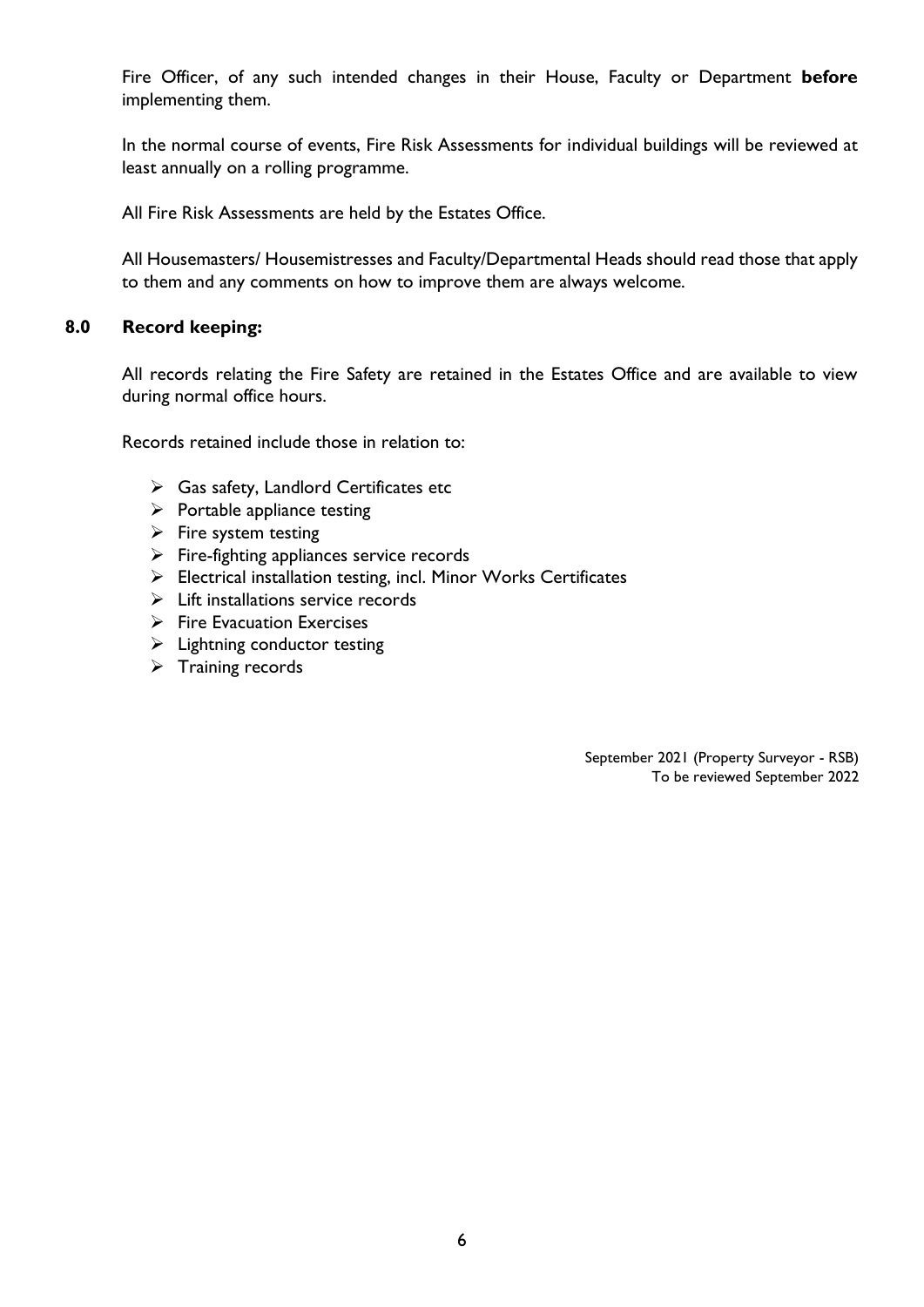Fire Officer, of any such intended changes in their House, Faculty or Department **before** implementing them.

In the normal course of events, Fire Risk Assessments for individual buildings will be reviewed at least annually on a rolling programme.

All Fire Risk Assessments are held by the Estates Office.

All Housemasters/ Housemistresses and Faculty/Departmental Heads should read those that apply to them and any comments on how to improve them are always welcome.

## 8.0 Record keeping:

All records relating the Fire Safety are retained in the Estates Office and are available to view during normal office hours.

Records retained include those in relation to:

- Gas safety, Landlord Certificates etc
- Portable appliance testing
- Fire system testing
- Fire-fighting appliances service records
- Electrical installation testing, incl. Minor Works Certificates
- Lift installations service records
- Fire Evacuation Exercises
- Lightning conductor testing
- Training records

September 2021 (Property Surveyor - RSB)
To be reviewed September 2022